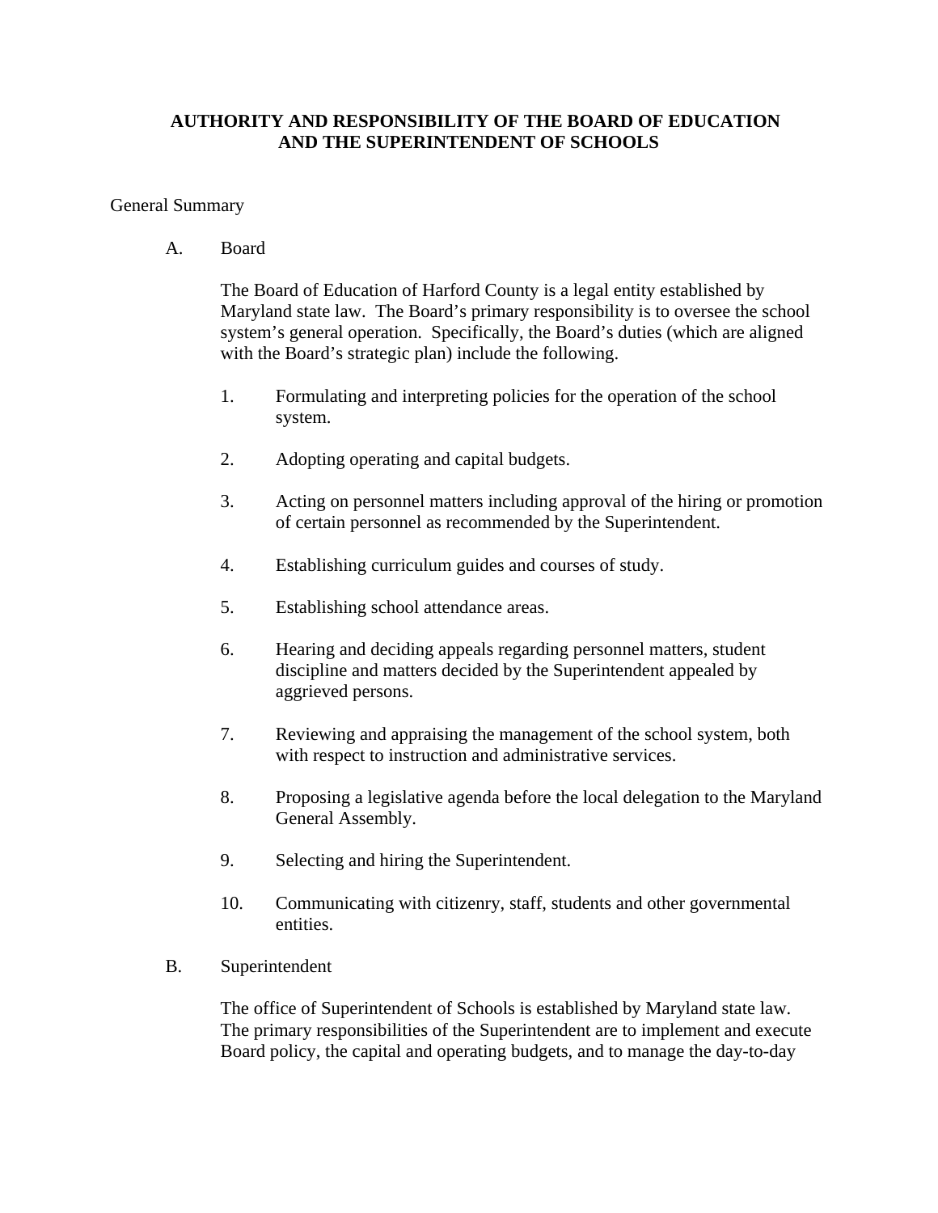# AUTHORITY AND RESPONSIBILITY OF THE BOARD OF EDUCATION AND THE SUPERINTENDENT OF SCHOOLS

General Summary

A. Board

The Board of Education of Harford County is a legal entity established by Maryland state law. The Board's primary responsibility is to oversee the school system's general operation. Specifically, the Board's duties (which are aligned with the Board's strategic plan) include the following.

1. Formulating and interpreting policies for the operation of the school system.
2. Adopting operating and capital budgets.
3. Acting on personnel matters including approval of the hiring or promotion of certain personnel as recommended by the Superintendent.
4. Establishing curriculum guides and courses of study.
5. Establishing school attendance areas.
6. Hearing and deciding appeals regarding personnel matters, student discipline and matters decided by the Superintendent appealed by aggrieved persons.
7. Reviewing and appraising the management of the school system, both with respect to instruction and administrative services.
8. Proposing a legislative agenda before the local delegation to the Maryland General Assembly.
9. Selecting and hiring the Superintendent.
10. Communicating with citizenry, staff, students and other governmental entities.

B. Superintendent

The office of Superintendent of Schools is established by Maryland state law. The primary responsibilities of the Superintendent are to implement and execute Board policy, the capital and operating budgets, and to manage the day-to-day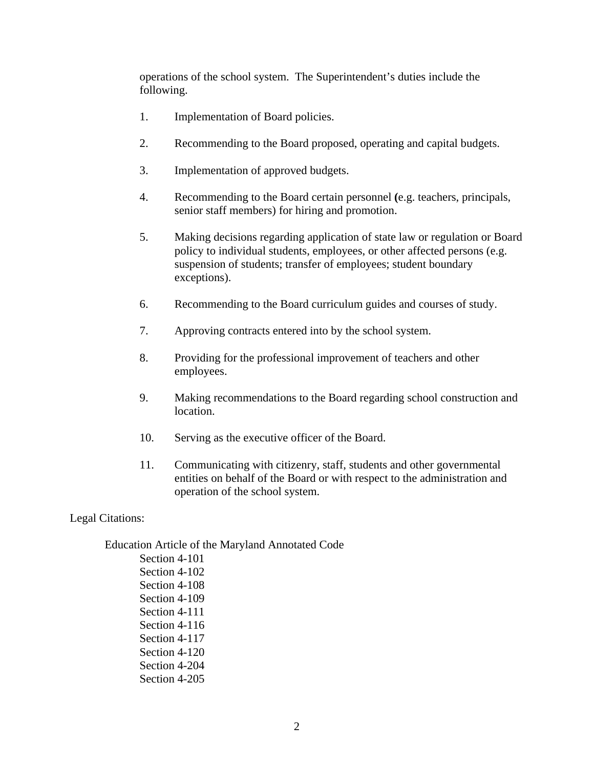operations of the school system. The Superintendent's duties include the following.

1. Implementation of Board policies.

2. Recommending to the Board proposed, operating and capital budgets.

3. Implementation of approved budgets.

4. Recommending to the Board certain personnel **(**e.g. teachers, principals, senior staff members) for hiring and promotion.

5. Making decisions regarding application of state law or regulation or Board policy to individual students, employees, or other affected persons (e.g. suspension of students; transfer of employees; student boundary exceptions).

6. Recommending to the Board curriculum guides and courses of study.

7. Approving contracts entered into by the school system.

8. Providing for the professional improvement of teachers and other employees.

9. Making recommendations to the Board regarding school construction and location.

10. Serving as the executive officer of the Board.

11. Communicating with citizenry, staff, students and other governmental entities on behalf of the Board or with respect to the administration and operation of the school system.

Legal Citations:

Education Article of the Maryland Annotated Code
- Section 4-101
- Section 4-102
- Section 4-108
- Section 4-109
- Section 4-111
- Section 4-116
- Section 4-117
- Section 4-120
- Section 4-204
- Section 4-205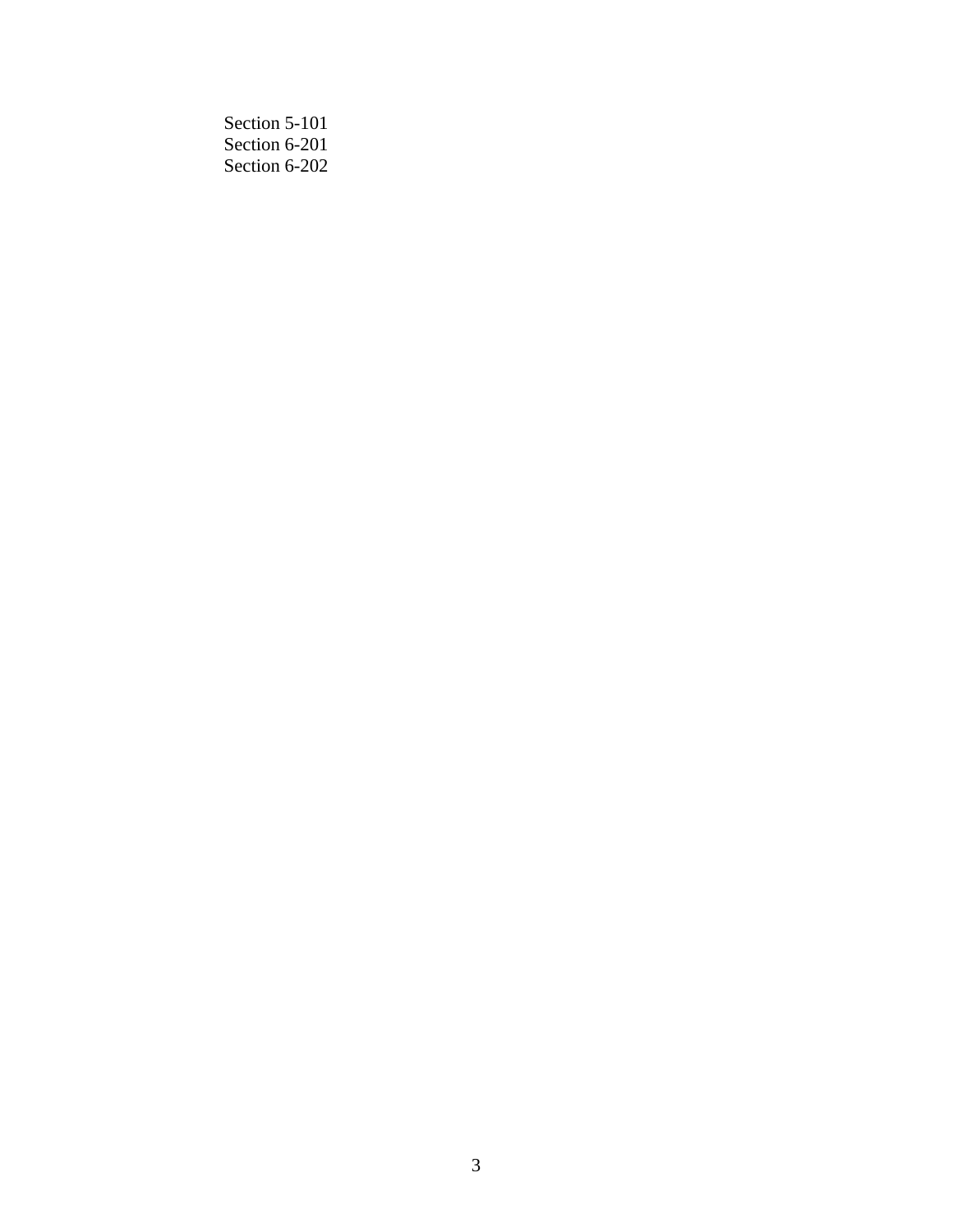Section 5-101
Section 6-201
Section 6-202